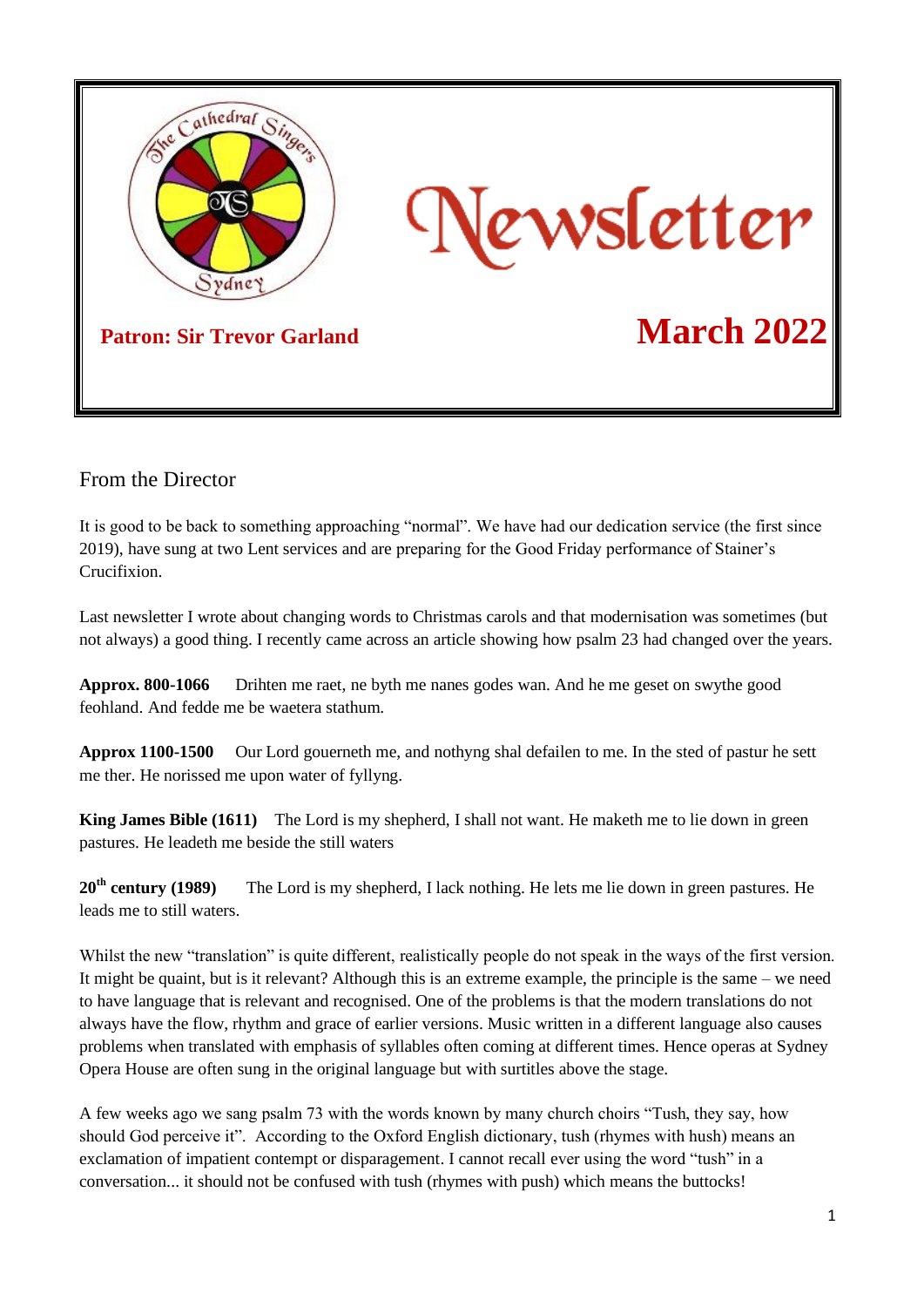# Newsletter

**Patron: Sir Trevor Garland**

**March 2022**

## From the Director

It is good to be back to something approaching "normal". We have had our dedication service (the first since 2019), have sung at two Lent services and are preparing for the Good Friday performance of Stainer's Crucifixion.

Last newsletter I wrote about changing words to Christmas carols and that modernisation was sometimes (but not always) a good thing. I recently came across an article showing how psalm 23 had changed over the years.

**Approx. 800-1066** Drihten me raet, ne byth me nanes godes wan. And he me geset on swythe good feohland. And fedde me be waetera stathum.

**Approx 1100-1500** Our Lord gouerneth me, and nothyng shal defailen to me. In the sted of pastur he sett me ther. He norissed me upon water of fyllyng.

**King James Bible (1611)** The Lord is my shepherd, I shall not want. He maketh me to lie down in green pastures. He leadeth me beside the still waters

**20th century (1989)** The Lord is my shepherd, I lack nothing. He lets me lie down in green pastures. He leads me to still waters.

Whilst the new "translation" is quite different, realistically people do not speak in the ways of the first version. It might be quaint, but is it relevant? Although this is an extreme example, the principle is the same – we need to have language that is relevant and recognised. One of the problems is that the modern translations do not always have the flow, rhythm and grace of earlier versions. Music written in a different language also causes problems when translated with emphasis of syllables often coming at different times. Hence operas at Sydney Opera House are often sung in the original language but with surtitles above the stage.

A few weeks ago we sang psalm 73 with the words known by many church choirs "Tush, they say, how should God perceive it". According to the Oxford English dictionary, tush (rhymes with hush) means an exclamation of impatient contempt or disparagement. I cannot recall ever using the word "tush" in a conversation... it should not be confused with tush (rhymes with push) which means the buttocks!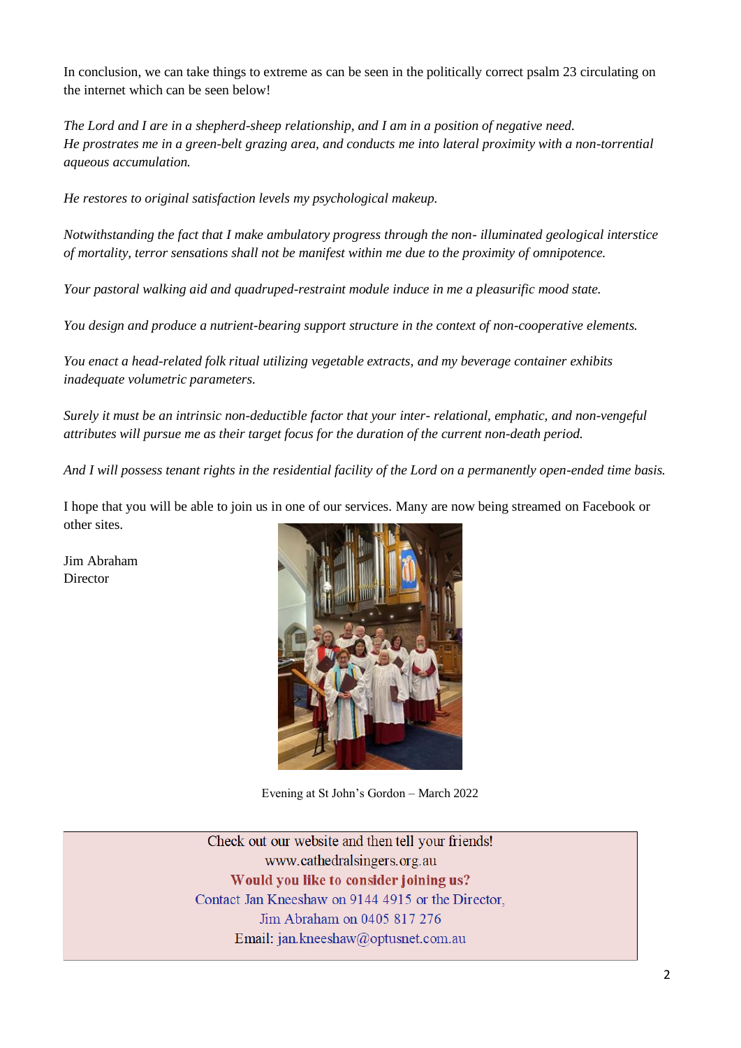In conclusion, we can take things to extreme as can be seen in the politically correct psalm 23 circulating on the internet which can be seen below!

*The Lord and I are in a shepherd-sheep relationship, and I am in a position of negative need.*
*He prostrates me in a green-belt grazing area, and conducts me into lateral proximity with a non-torrential aqueous accumulation.*

*He restores to original satisfaction levels my psychological makeup.*

*Notwithstanding the fact that I make ambulatory progress through the non- illuminated geological interstice of mortality, terror sensations shall not be manifest within me due to the proximity of omnipotence.*

*Your pastoral walking aid and quadruped-restraint module induce in me a pleasurific mood state.*

*You design and produce a nutrient-bearing support structure in the context of non-cooperative elements.*

*You enact a head-related folk ritual utilizing vegetable extracts, and my beverage container exhibits inadequate volumetric parameters.*

*Surely it must be an intrinsic non-deductible factor that your inter- relational, emphatic, and non-vengeful attributes will pursue me as their target focus for the duration of the current non-death period.*

*And I will possess tenant rights in the residential facility of the Lord on a permanently open-ended time basis.*

I hope that you will be able to join us in one of our services. Many are now being streamed on Facebook or other sites.

Jim Abraham
Director

Evening at St John's Gordon – March 2022

Check out our website and then tell your friends!
www.cathedralsingers.org.au
**Would you like to consider joining us?**
Contact Jan Kneeshaw on 9144 4915 or the Director,
Jim Abraham on 0405 817 276
Email: jan.kneeshaw@optusnet.com.au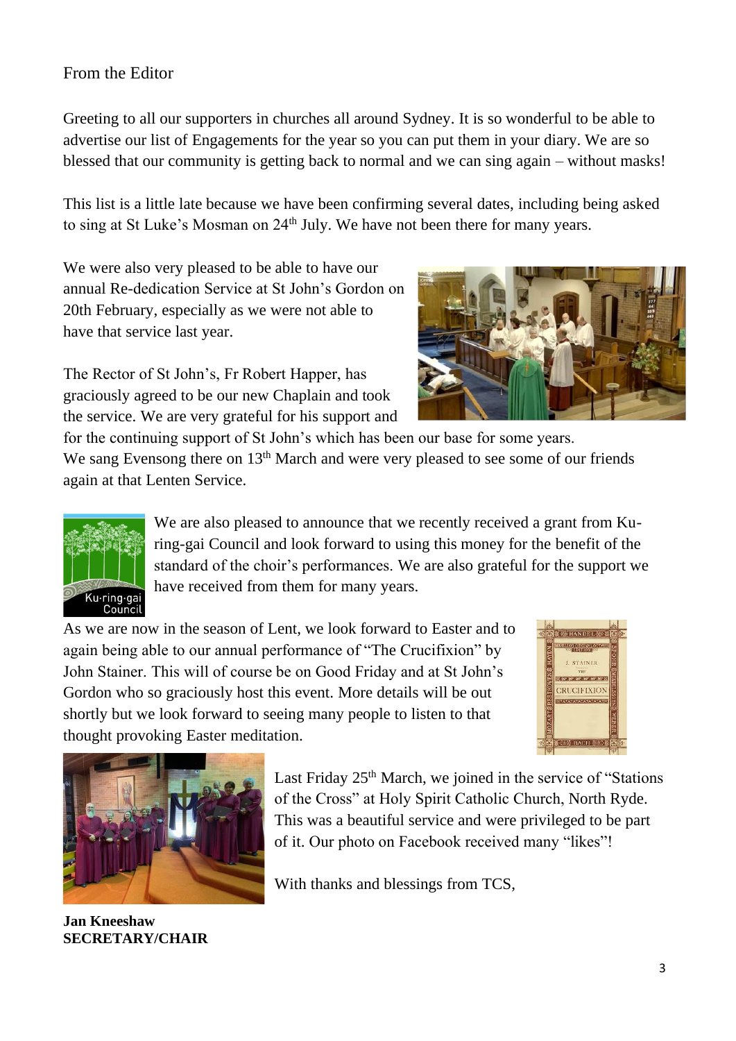From the Editor

Greeting to all our supporters in churches all around Sydney. It is so wonderful to be able to advertise our list of Engagements for the year so you can put them in your diary. We are so blessed that our community is getting back to normal and we can sing again – without masks!

This list is a little late because we have been confirming several dates, including being asked to sing at St Luke's Mosman on 24th July. We have not been there for many years.

We were also very pleased to be able to have our annual Re-dedication Service at St John's Gordon on 20th February, especially as we were not able to have that service last year.

The Rector of St John's, Fr Robert Happer, has graciously agreed to be our new Chaplain and took the service. We are very grateful for his support and for the continuing support of St John's which has been our base for some years. We sang Evensong there on 13th March and were very pleased to see some of our friends again at that Lenten Service.

We are also pleased to announce that we recently received a grant from Ku-ring-gai Council and look forward to using this money for the benefit of the standard of the choir's performances. We are also grateful for the support we have received from them for many years.

As we are now in the season of Lent, we look forward to Easter and to again being able to our annual performance of "The Crucifixion" by John Stainer. This will of course be on Good Friday and at St John's Gordon who so graciously host this event. More details will be out shortly but we look forward to seeing many people to listen to that thought provoking Easter meditation.

Last Friday 25th March, we joined in the service of "Stations of the Cross" at Holy Spirit Catholic Church, North Ryde. This was a beautiful service and were privileged to be part of it. Our photo on Facebook received many "likes"!

With thanks and blessings from TCS,

**Jan Kneeshaw**
**SECRETARY/CHAIR**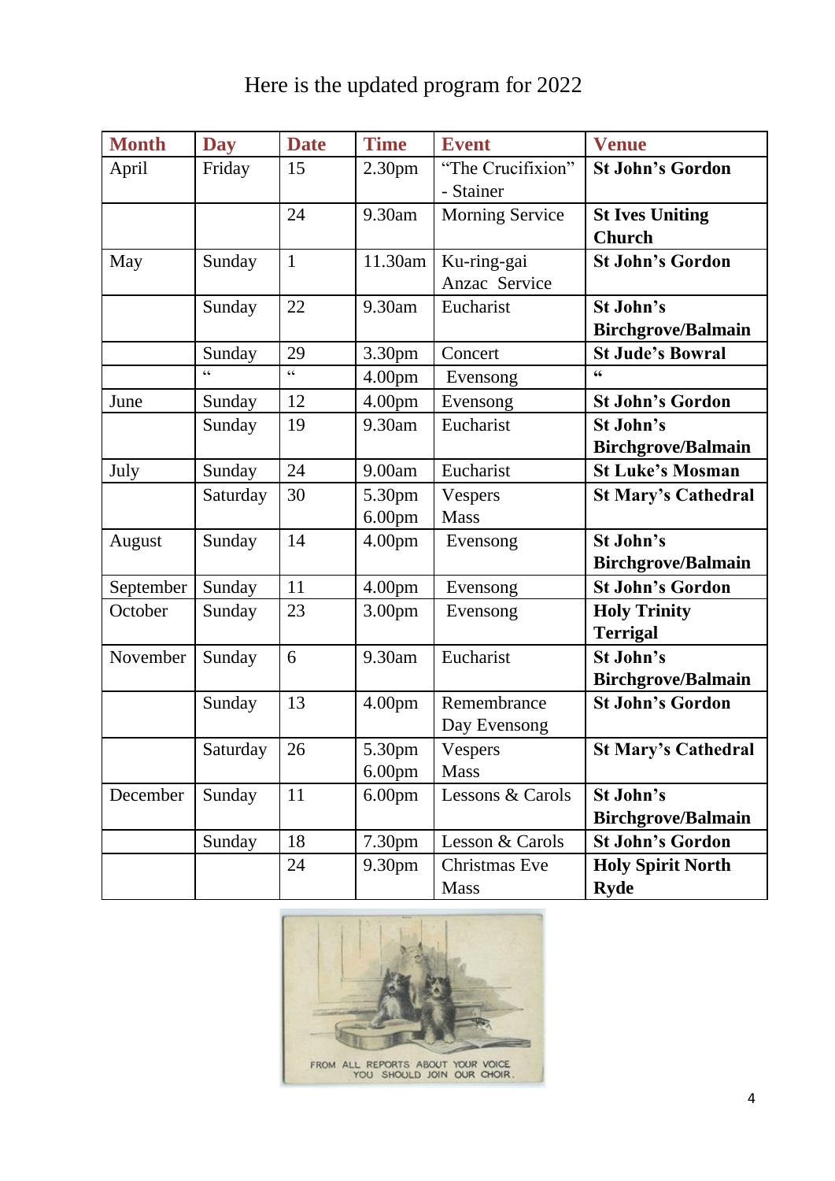Here is the updated program for 2022

| Month | Day | Date | Time | Event | Venue |
|---|---|---|---|---|---|
| April | Friday | 15 | 2.30pm | "The Crucifixion" - Stainer | **St John's Gordon** |
| | | 24 | 9.30am | Morning Service | **St Ives Uniting Church** |
| May | Sunday | 1 | 11.30am | Ku-ring-gai Anzac Service | **St John's Gordon** |
| | Sunday | 22 | 9.30am | Eucharist | **St John's Birchgrove/Balmain** |
| | Sunday | 29 | 3.30pm | Concert | **St Jude's Bowral** |
| | " | " | 4.00pm | Evensong | **"** |
| June | Sunday | 12 | 4.00pm | Evensong | **St John's Gordon** |
| | Sunday | 19 | 9.30am | Eucharist | **St John's Birchgrove/Balmain** |
| July | Sunday | 24 | 9.00am | Eucharist | **St Luke's Mosman** |
| | Saturday | 30 | 5.30pm 6.00pm | Vespers Mass | **St Mary's Cathedral** |
| August | Sunday | 14 | 4.00pm | Evensong | **St John's Birchgrove/Balmain** |
| September | Sunday | 11 | 4.00pm | Evensong | **St John's Gordon** |
| October | Sunday | 23 | 3.00pm | Evensong | **Holy Trinity Terrigal** |
| November | Sunday | 6 | 9.30am | Eucharist | **St John's Birchgrove/Balmain** |
| | Sunday | 13 | 4.00pm | Remembrance Day Evensong | **St John's Gordon** |
| | Saturday | 26 | 5.30pm 6.00pm | Vespers Mass | **St Mary's Cathedral** |
| December | Sunday | 11 | 6.00pm | Lessons & Carols | **St John's Birchgrove/Balmain** |
| | Sunday | 18 | 7.30pm | Lesson & Carols | **St John's Gordon** |
| | | 24 | 9.30pm | Christmas Eve Mass | **Holy Spirit North Ryde** |

FROM ALL REPORTS ABOUT YOUR VOICE YOU SHOULD JOIN OUR CHOIR.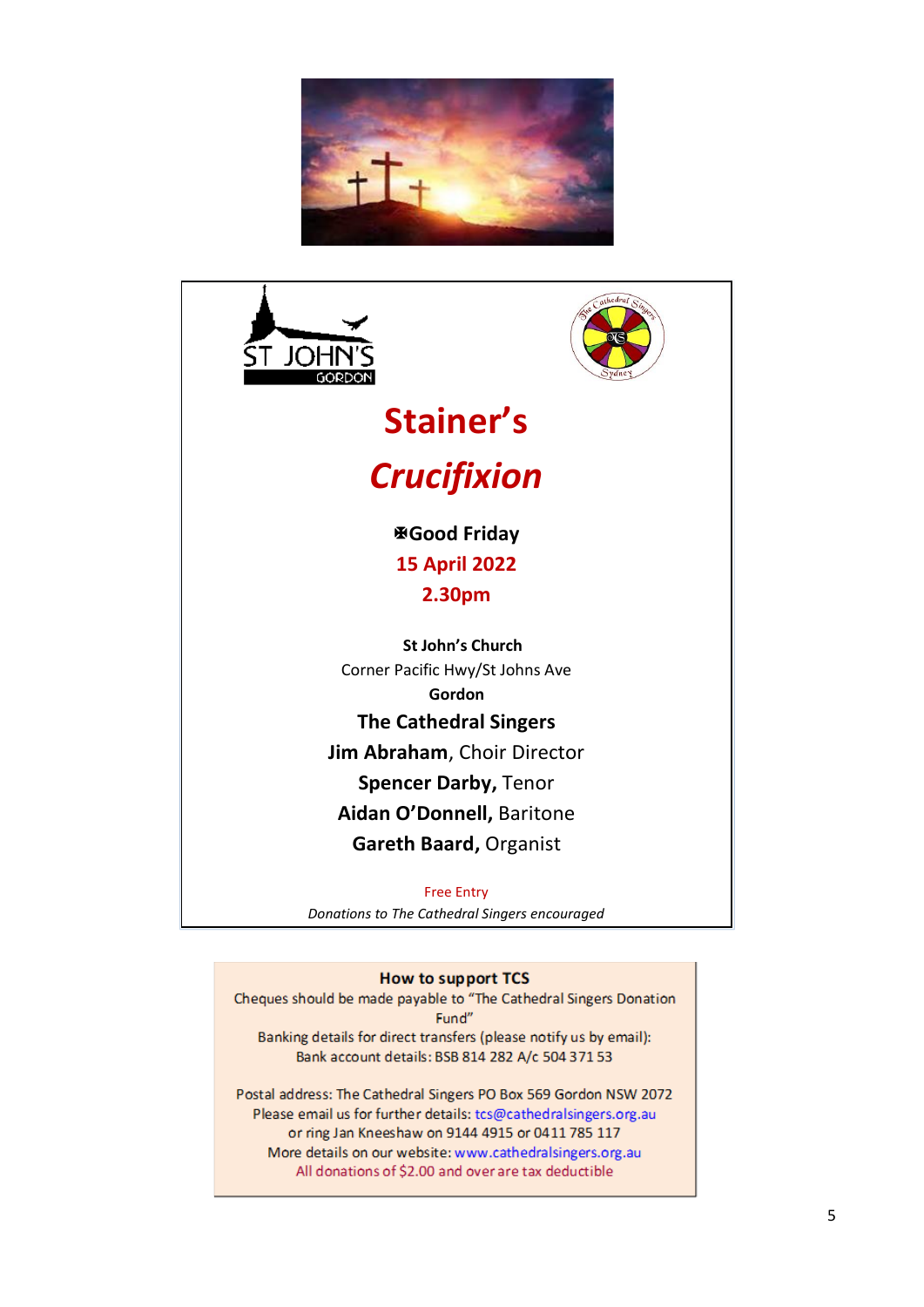ST JOHN'S
GORDON

# Stainer's

# *Crucifixion*

**✠Good Friday**

**15 April 2022**

**2.30pm**

**St John's Church**
Corner Pacific Hwy/St Johns Ave
**Gordon**

**The Cathedral Singers**

**Jim Abraham**, Choir Director

**Spencer Darby,** Tenor

**Aidan O'Donnell,** Baritone

**Gareth Baard,** Organist

Free Entry

*Donations to The Cathedral Singers encouraged*

**How to support TCS**

Cheques should be made payable to "The Cathedral Singers Donation Fund"

Banking details for direct transfers (please notify us by email):
Bank account details: BSB 814 282 A/c 504 371 53

Postal address: The Cathedral Singers PO Box 569 Gordon NSW 2072
Please email us for further details: tcs@cathedralsingers.org.au
or ring Jan Kneeshaw on 9144 4915 or 0411 785 117
More details on our website: www.cathedralsingers.org.au
All donations of $2.00 and over are tax deductible